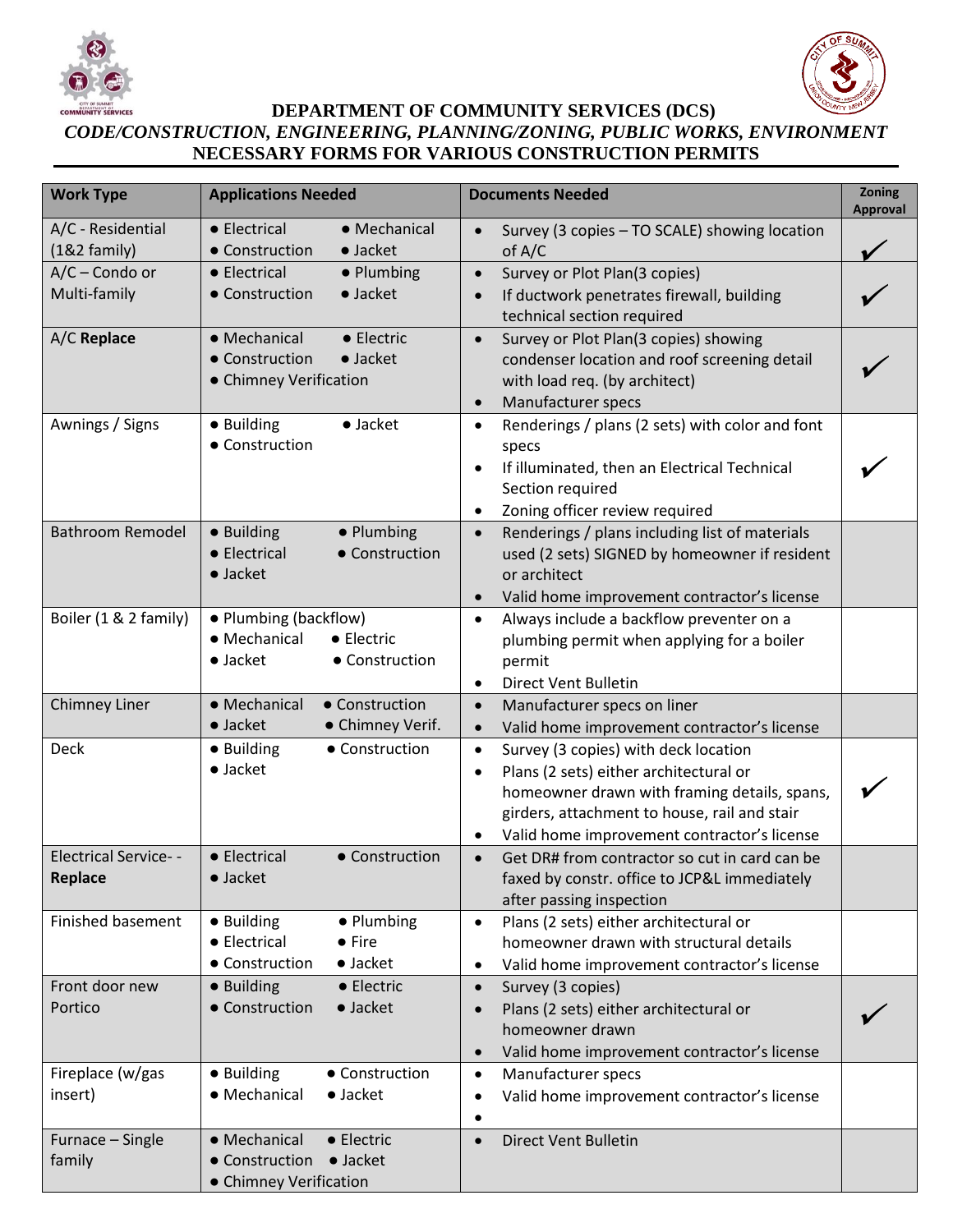# DEPARTMENT OF COMMUNITY SERVICES (DCS)

## *CODE/CONSTRUCTION, ENGINEERING, PLANNING/ZONING, PUBLIC WORKS, ENVIRONMENT*

## NECESSARY FORMS FOR VARIOUS CONSTRUCTION PERMITS

| Work Type | Applications Needed | Documents Needed | Zoning Approval |
|---|---|---|---|
| A/C - Residential (1&2 family) | • Electrical • Mechanical • Construction • Jacket | • Survey (3 copies – TO SCALE) showing location of A/C | ✓ |
| A/C – Condo or Multi-family | • Electrical • Plumbing • Construction • Jacket | • Survey or Plot Plan(3 copies) • If ductwork penetrates firewall, building technical section required | ✓ |
| A/C **Replace** | • Mechanical • Electric • Construction • Jacket • Chimney Verification | • Survey or Plot Plan(3 copies) showing condenser location and roof screening detail with load req. (by architect) • Manufacturer specs | ✓ |
| Awnings / Signs | • Building • Jacket • Construction | • Renderings / plans (2 sets) with color and font specs • If illuminated, then an Electrical Technical Section required • Zoning officer review required | ✓ |
| Bathroom Remodel | • Building • Plumbing • Electrical • Construction • Jacket | • Renderings / plans including list of materials used (2 sets) SIGNED by homeowner if resident or architect • Valid home improvement contractor's license | |
| Boiler (1 & 2 family) | • Plumbing (backflow) • Mechanical • Electric • Jacket • Construction | • Always include a backflow preventer on a plumbing permit when applying for a boiler permit • Direct Vent Bulletin | |
| Chimney Liner | • Mechanical • Construction • Jacket • Chimney Verif. | • Manufacturer specs on liner • Valid home improvement contractor's license | |
| Deck | • Building • Construction • Jacket | • Survey (3 copies) with deck location • Plans (2 sets) either architectural or homeowner drawn with framing details, spans, girders, attachment to house, rail and stair • Valid home improvement contractor's license | ✓ |
| Electrical Service- - **Replace** | • Electrical • Construction • Jacket | • Get DR# from contractor so cut in card can be faxed by constr. office to JCP&L immediately after passing inspection | |
| Finished basement | • Building • Plumbing • Electrical • Fire • Construction • Jacket | • Plans (2 sets) either architectural or homeowner drawn with structural details • Valid home improvement contractor's license | |
| Front door new Portico | • Building • Electric • Construction • Jacket | • Survey (3 copies) • Plans (2 sets) either architectural or homeowner drawn • Valid home improvement contractor's license | ✓ |
| Fireplace (w/gas insert) | • Building • Construction • Mechanical • Jacket | • Manufacturer specs • Valid home improvement contractor's license • | |
| Furnace – Single family | • Mechanical • Electric • Construction • Jacket • Chimney Verification | • Direct Vent Bulletin | |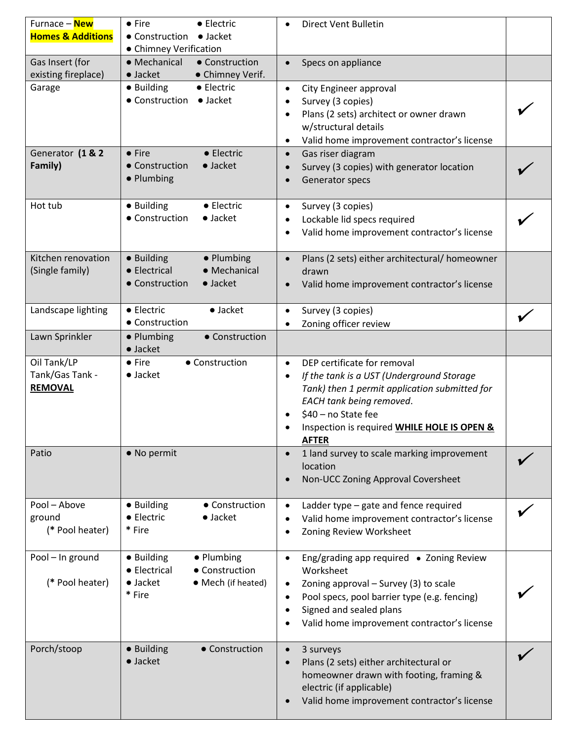| | | | |
|---|---|---|---|
| Furnace – **New Homes & Additions** | ● Fire ● Electric<br>● Construction ● Jacket<br>● Chimney Verification | • Direct Vent Bulletin | |
| Gas Insert (for existing fireplace) | ● Mechanical ● Construction<br>● Jacket ● Chimney Verif. | • Specs on appliance | |
| Garage | ● Building ● Electric<br>● Construction ● Jacket | • City Engineer approval<br>• Survey (3 copies)<br>• Plans (2 sets) architect or owner drawn w/structural details<br>• Valid home improvement contractor's license | ✓ |
| Generator **(1 & 2 Family)** | ● Fire ● Electric<br>● Construction ● Jacket<br>● Plumbing | • Gas riser diagram<br>• Survey (3 copies) with generator location<br>• Generator specs | ✓ |
| Hot tub | ● Building ● Electric<br>● Construction ● Jacket | • Survey (3 copies)<br>• Lockable lid specs required<br>• Valid home improvement contractor's license | ✓ |
| Kitchen renovation (Single family) | ● Building ● Plumbing<br>● Electrical ● Mechanical<br>● Construction ● Jacket | • Plans (2 sets) either architectural/ homeowner drawn<br>• Valid home improvement contractor's license | |
| Landscape lighting | ● Electric ● Jacket<br>● Construction | • Survey (3 copies)<br>• Zoning officer review | ✓ |
| Lawn Sprinkler | ● Plumbing ● Construction<br>● Jacket | | |
| Oil Tank/LP Tank/Gas Tank - **<u>REMOVAL</u>** | ● Fire ● Construction<br>● Jacket | • DEP certificate for removal<br>• *If the tank is a UST (Underground Storage Tank) then 1 permit application submitted for EACH tank being removed.*<br>• $40 – no State fee<br>• Inspection is required **<u>WHILE HOLE IS OPEN & AFTER</u>** | |
| Patio | ● No permit | • 1 land survey to scale marking improvement location<br>• Non-UCC Zoning Approval Coversheet | ✓ |
| Pool – Above ground (* Pool heater) | ● Building ● Construction<br>● Electric ● Jacket<br>* Fire | • Ladder type – gate and fence required<br>• Valid home improvement contractor's license<br>• Zoning Review Worksheet | ✓ |
| Pool – In ground (* Pool heater) | ● Building ● Plumbing<br>● Electrical ● Construction<br>● Jacket ● Mech (if heated)<br>* Fire | • Eng/grading app required • Zoning Review Worksheet<br>• Zoning approval – Survey (3) to scale<br>• Pool specs, pool barrier type (e.g. fencing)<br>• Signed and sealed plans<br>• Valid home improvement contractor's license | ✓ |
| Porch/stoop | ● Building ● Construction<br>● Jacket | • 3 surveys<br>• Plans (2 sets) either architectural or homeowner drawn with footing, framing & electric (if applicable)<br>• Valid home improvement contractor's license | ✓ |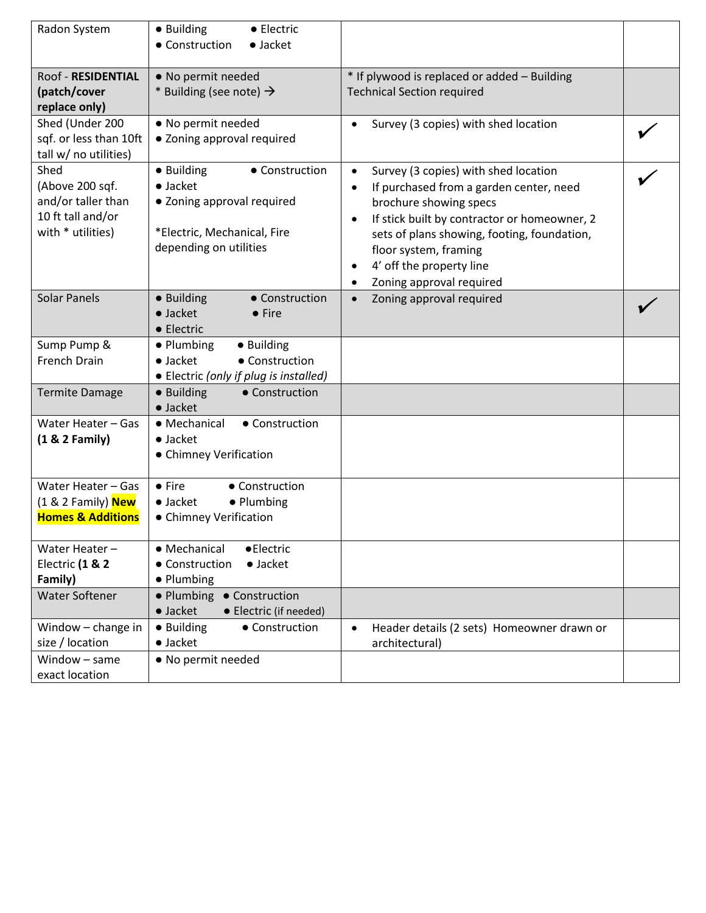| | | | |
|---|---|---|---|
| Radon System | • Building • Electric<br>• Construction • Jacket | | |
| Roof - **RESIDENTIAL (patch/cover replace only)** | • No permit needed<br>* Building (see note) → | * If plywood is replaced or added – Building Technical Section required | |
| Shed (Under 200 sqf. or less than 10ft tall w/ no utilities) | • No permit needed<br>• Zoning approval required | • Survey (3 copies) with shed location | ✓ |
| Shed (Above 200 sqf. and/or taller than 10 ft tall and/or with * utilities) | • Building • Construction<br>• Jacket<br>• Zoning approval required<br><br>*Electric, Mechanical, Fire depending on utilities | • Survey (3 copies) with shed location<br>• If purchased from a garden center, need brochure showing specs<br>• If stick built by contractor or homeowner, 2 sets of plans showing, footing, foundation, floor system, framing<br>• 4' off the property line<br>• Zoning approval required | ✓ |
| Solar Panels | • Building • Construction<br>• Jacket • Fire<br>• Electric | • Zoning approval required | ✓ |
| Sump Pump & French Drain | • Plumbing • Building<br>• Jacket • Construction<br>• Electric *(only if plug is installed)* | | |
| Termite Damage | • Building • Construction<br>• Jacket | | |
| Water Heater – Gas **(1 & 2 Family)** | • Mechanical • Construction<br>• Jacket<br>• Chimney Verification | | |
| Water Heater – Gas (1 & 2 Family) **New Homes & Additions** | • Fire • Construction<br>• Jacket • Plumbing<br>• Chimney Verification | | |
| Water Heater – Electric **(1 & 2 Family)** | • Mechanical • Electric<br>• Construction • Jacket<br>• Plumbing | | |
| Water Softener | • Plumbing • Construction<br>• Jacket • Electric (if needed) | | |
| Window – change in size / location | • Building • Construction<br>• Jacket | • Header details (2 sets) Homeowner drawn or architectural) | |
| Window – same exact location | • No permit needed | | |